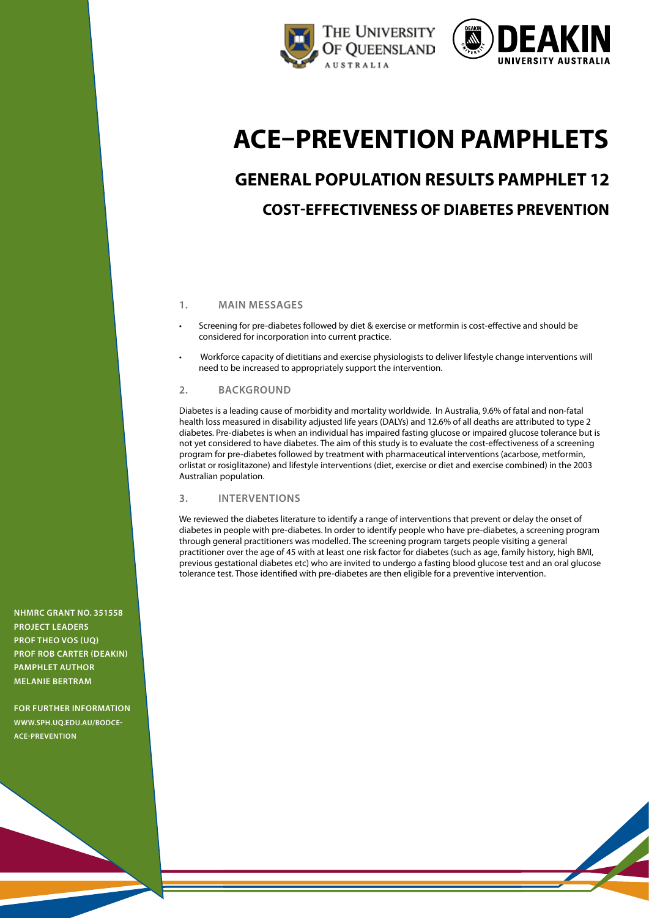# ACE–PREVENTION PAMPHLETS

## GENERAL POPULATION RESULTS PAMPHLET 12

## COST-EFFECTIVENESS OF DIABETES PREVENTION

### 1. MAIN MESSAGES

- Screening for pre-diabetes followed by diet & exercise or metformin is cost-effective and should be considered for incorporation into current practice.
- Workforce capacity of dietitians and exercise physiologists to deliver lifestyle change interventions will need to be increased to appropriately support the intervention.

### 2. BACKGROUND

Diabetes is a leading cause of morbidity and mortality worldwide. In Australia, 9.6% of fatal and non-fatal health loss measured in disability adjusted life years (DALYs) and 12.6% of all deaths are attributed to type 2 diabetes. Pre-diabetes is when an individual has impaired fasting glucose or impaired glucose tolerance but is not yet considered to have diabetes. The aim of this study is to evaluate the cost-effectiveness of a screening program for pre-diabetes followed by treatment with pharmaceutical interventions (acarbose, metformin, orlistat or rosiglitazone) and lifestyle interventions (diet, exercise or diet and exercise combined) in the 2003 Australian population.

### 3. INTERVENTIONS

We reviewed the diabetes literature to identify a range of interventions that prevent or delay the onset of diabetes in people with pre-diabetes. In order to identify people who have pre-diabetes, a screening program through general practitioners was modelled. The screening program targets people visiting a general practitioner over the age of 45 with at least one risk factor for diabetes (such as age, family history, high BMI, previous gestational diabetes etc) who are invited to undergo a fasting blood glucose test and an oral glucose tolerance test. Those identified with pre-diabetes are then eligible for a preventive intervention.

**NHMRC GRANT NO. 351558**
**PROJECT LEADERS**
**PROF THEO VOS (UQ)**
**PROF ROB CARTER (DEAKIN)**
**PAMPHLET AUTHOR**
**MELANIE BERTRAM**

**FOR FURTHER INFORMATION**
**WWW.SPH.UQ.EDU.AU/BODCE-ACE-PREVENTION**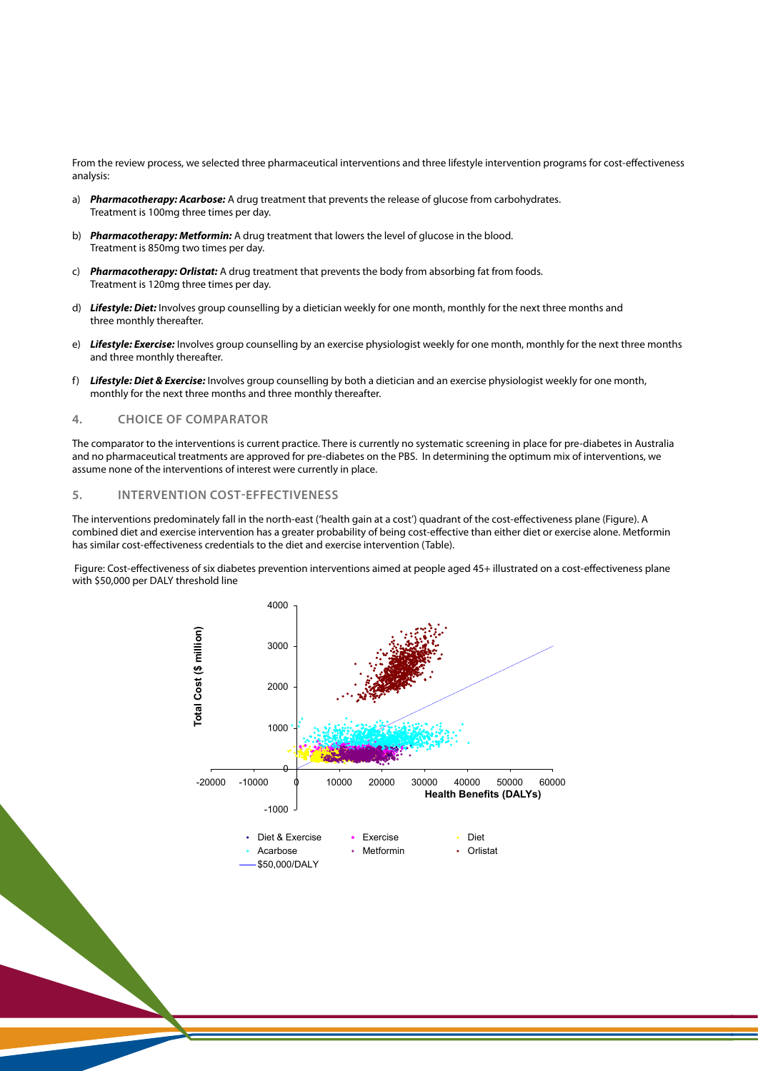From the review process, we selected three pharmaceutical interventions and three lifestyle intervention programs for cost-effectiveness analysis:

a) ***Pharmacotherapy: Acarbose:*** A drug treatment that prevents the release of glucose from carbohydrates. Treatment is 100mg three times per day.

b) ***Pharmacotherapy: Metformin:*** A drug treatment that lowers the level of glucose in the blood. Treatment is 850mg two times per day.

c) ***Pharmacotherapy: Orlistat:*** A drug treatment that prevents the body from absorbing fat from foods. Treatment is 120mg three times per day.

d) ***Lifestyle: Diet:*** Involves group counselling by a dietician weekly for one month, monthly for the next three months and three monthly thereafter.

e) ***Lifestyle: Exercise:*** Involves group counselling by an exercise physiologist weekly for one month, monthly for the next three months and three monthly thereafter.

f) ***Lifestyle: Diet & Exercise:*** Involves group counselling by both a dietician and an exercise physiologist weekly for one month, monthly for the next three months and three monthly thereafter.

## 4. CHOICE OF COMPARATOR

The comparator to the interventions is current practice. There is currently no systematic screening in place for pre-diabetes in Australia and no pharmaceutical treatments are approved for pre-diabetes on the PBS. In determining the optimum mix of interventions, we assume none of the interventions of interest were currently in place.

## 5. INTERVENTION COST-EFFECTIVENESS

The interventions predominately fall in the north-east ('health gain at a cost') quadrant of the cost-effectiveness plane (Figure). A combined diet and exercise intervention has a greater probability of being cost-effective than either diet or exercise alone. Metformin has similar cost-effectiveness credentials to the diet and exercise intervention (Table).

Figure: Cost-effectiveness of six diabetes prevention interventions aimed at people aged 45+ illustrated on a cost-effectiveness plane with $50,000 per DALY threshold line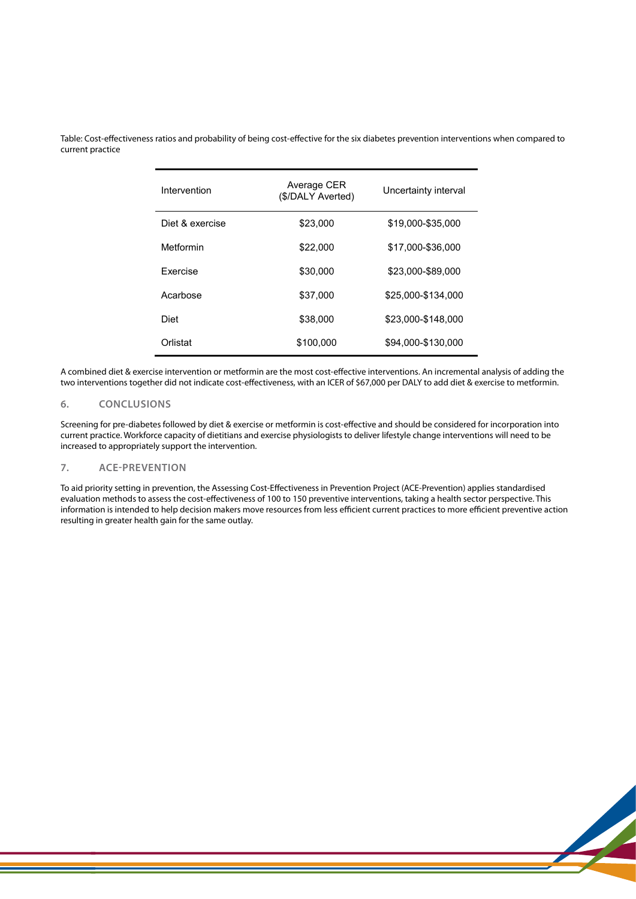Table: Cost-effectiveness ratios and probability of being cost-effective for the six diabetes prevention interventions when compared to current practice

| Intervention | Average CER ($/DALY Averted) | Uncertainty interval |
| --- | --- | --- |
| Diet & exercise | $23,000 | $19,000-$35,000 |
| Metformin | $22,000 | $17,000-$36,000 |
| Exercise | $30,000 | $23,000-$89,000 |
| Acarbose | $37,000 | $25,000-$134,000 |
| Diet | $38,000 | $23,000-$148,000 |
| Orlistat | $100,000 | $94,000-$130,000 |

A combined diet & exercise intervention or metformin are the most cost-effective interventions. An incremental analysis of adding the two interventions together did not indicate cost-effectiveness, with an ICER of $67,000 per DALY to add diet & exercise to metformin.

## 6. CONCLUSIONS

Screening for pre-diabetes followed by diet & exercise or metformin is cost-effective and should be considered for incorporation into current practice. Workforce capacity of dietitians and exercise physiologists to deliver lifestyle change interventions will need to be increased to appropriately support the intervention.

## 7. ACE-PREVENTION

To aid priority setting in prevention, the Assessing Cost-Effectiveness in Prevention Project (ACE-Prevention) applies standardised evaluation methods to assess the cost-effectiveness of 100 to 150 preventive interventions, taking a health sector perspective. This information is intended to help decision makers move resources from less efficient current practices to more efficient preventive action resulting in greater health gain for the same outlay.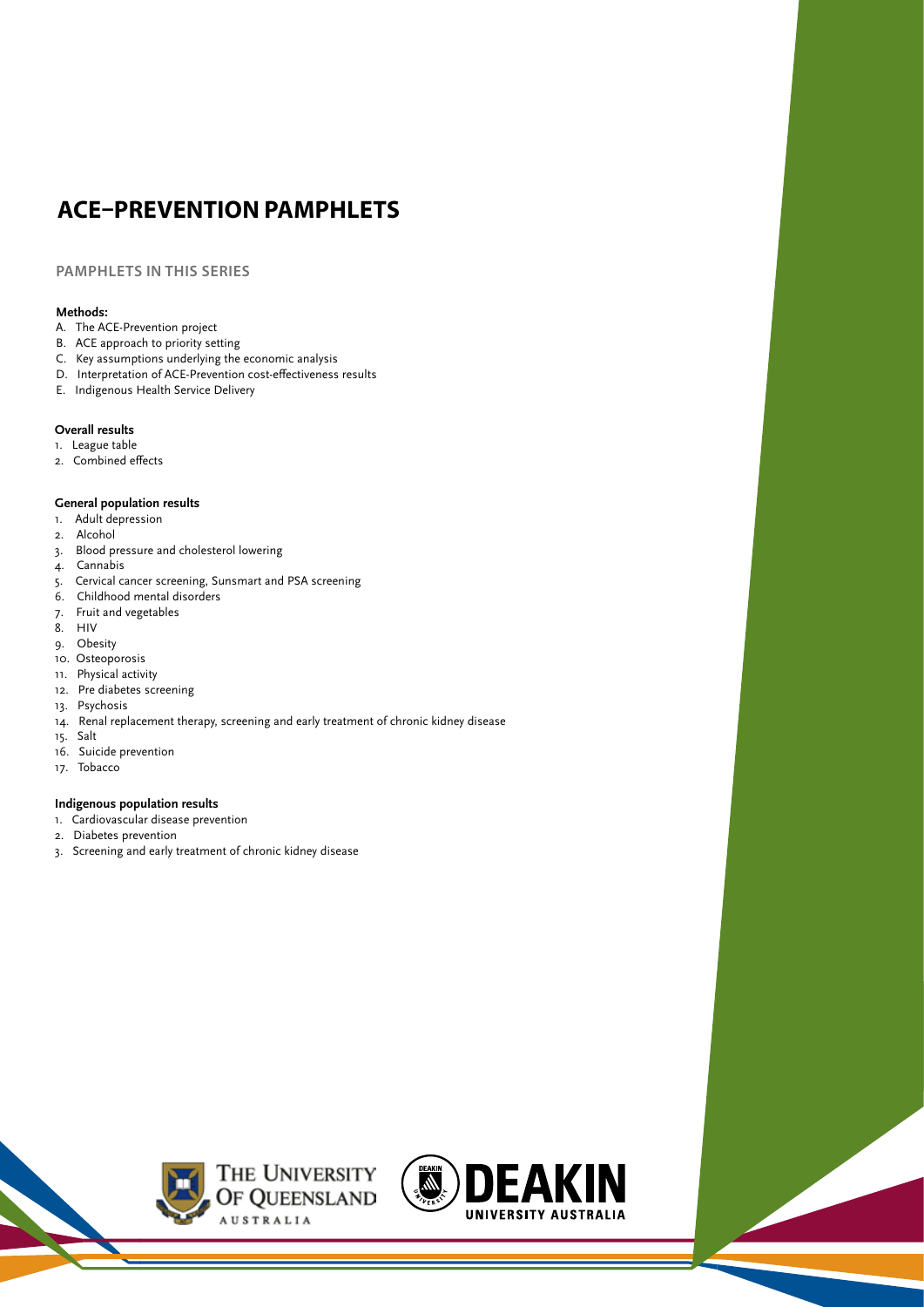# ACE–PREVENTION PAMPHLETS

## PAMPHLETS IN THIS SERIES

**Methods:**

A. The ACE-Prevention project
B. ACE approach to priority setting
C. Key assumptions underlying the economic analysis
D. Interpretation of ACE-Prevention cost-effectiveness results
E. Indigenous Health Service Delivery

**Overall results**

1. League table
2. Combined effects

**General population results**

1. Adult depression
2. Alcohol
3. Blood pressure and cholesterol lowering
4. Cannabis
5. Cervical cancer screening, Sunsmart and PSA screening
6. Childhood mental disorders
7. Fruit and vegetables
8. HIV
9. Obesity
10. Osteoporosis
11. Physical activity
12. Pre diabetes screening
13. Psychosis
14. Renal replacement therapy, screening and early treatment of chronic kidney disease
15. Salt
16. Suicide prevention
17. Tobacco

**Indigenous population results**

1. Cardiovascular disease prevention
2. Diabetes prevention
3. Screening and early treatment of chronic kidney disease

The University of Queensland Australia

Deakin University Australia